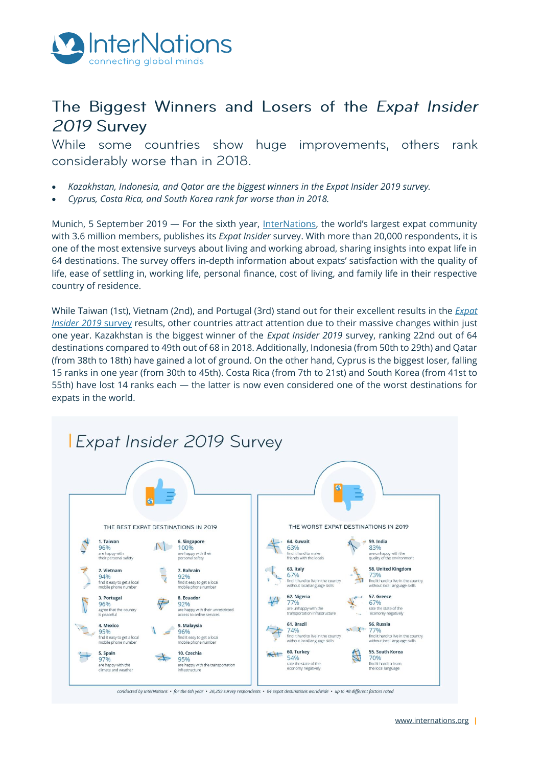# The Biggest Winners and Losers of the *Expat Insider 2019* Survey

## While some countries show huge improvements, others rank considerably worse than in 2018.

- *Kazakhstan, Indonesia, and Qatar are the biggest winners in the Expat Insider 2019 survey.*
- *Cyprus, Costa Rica, and South Korea rank far worse than in 2018.*

Munich, 5 September 2019 — For the sixth year, InterNations, the world's largest expat community with 3.6 million members, publishes its *Expat Insider* survey. With more than 20,000 respondents, it is one of the most extensive surveys about living and working abroad, sharing insights into expat life in 64 destinations. The survey offers in-depth information about expats' satisfaction with the quality of life, ease of settling in, working life, personal finance, cost of living, and family life in their respective country of residence.

While Taiwan (1st), Vietnam (2nd), and Portugal (3rd) stand out for their excellent results in the *Expat Insider 2019* survey results, other countries attract attention due to their massive changes within just one year. Kazakhstan is the biggest winner of the *Expat Insider 2019* survey, ranking 22nd out of 64 destinations compared to 49th out of 68 in 2018. Additionally, Indonesia (from 50th to 29th) and Qatar (from 38th to 18th) have gained a lot of ground. On the other hand, Cyprus is the biggest loser, falling 15 ranks in one year (from 30th to 45th). Costa Rica (from 7th to 21st) and South Korea (from 41st to 55th) have lost 14 ranks each — the latter is now even considered one of the worst destinations for expats in the world.

## Expat Insider 2019 Survey

### THE BEST EXPAT DESTINATIONS IN 2019

1. **Taiwan** — 96% are happy with their personal safety
2. **Vietnam** — 94% find it easy to get a local mobile phone number
3. **Portugal** — 96% agree that the country is peaceful
4. **Mexico** — 95% find it easy to get a local mobile phone number
5. **Spain** — 97% are happy with the climate and weather
6. **Singapore** — 100% are happy with their personal safety
7. **Bahrain** — 92% find it easy to get a local mobile phone number
8. **Ecuador** — 92% are happy with their unrestricted access to online services
9. **Malaysia** — 96% find it easy to get a local mobile phone number
10. **Czechia** — 95% are happy with the transportation infrastructure

### THE WORST EXPAT DESTINATIONS IN 2019

64. **Kuwait** — 63% find it hard to make friends with the locals
63. **Italy** — 67% find it hard to live in the country without local language skills
62. **Nigeria** — 77% are unhappy with the transportation infrastructure
61. **Brazil** — 74% find it hard to live in the country without local language skills
60. **Turkey** — 54% rate the state of the economy negatively
59. **India** — 83% are unhappy with the quality of the environment
58. **United Kingdom** — 73% find it hard to live in the country without local language skills
57. **Greece** — 67% rate the state of the economy negatively
56. **Russia** — 77% find it hard to live in the country without local language skills
55. **South Korea** — 70% find it hard to learn the local language

*conducted by InterNations • for the 6th year • 20,259 survey respondents • 64 expat destinations worldwide • up to 48 different factors rated*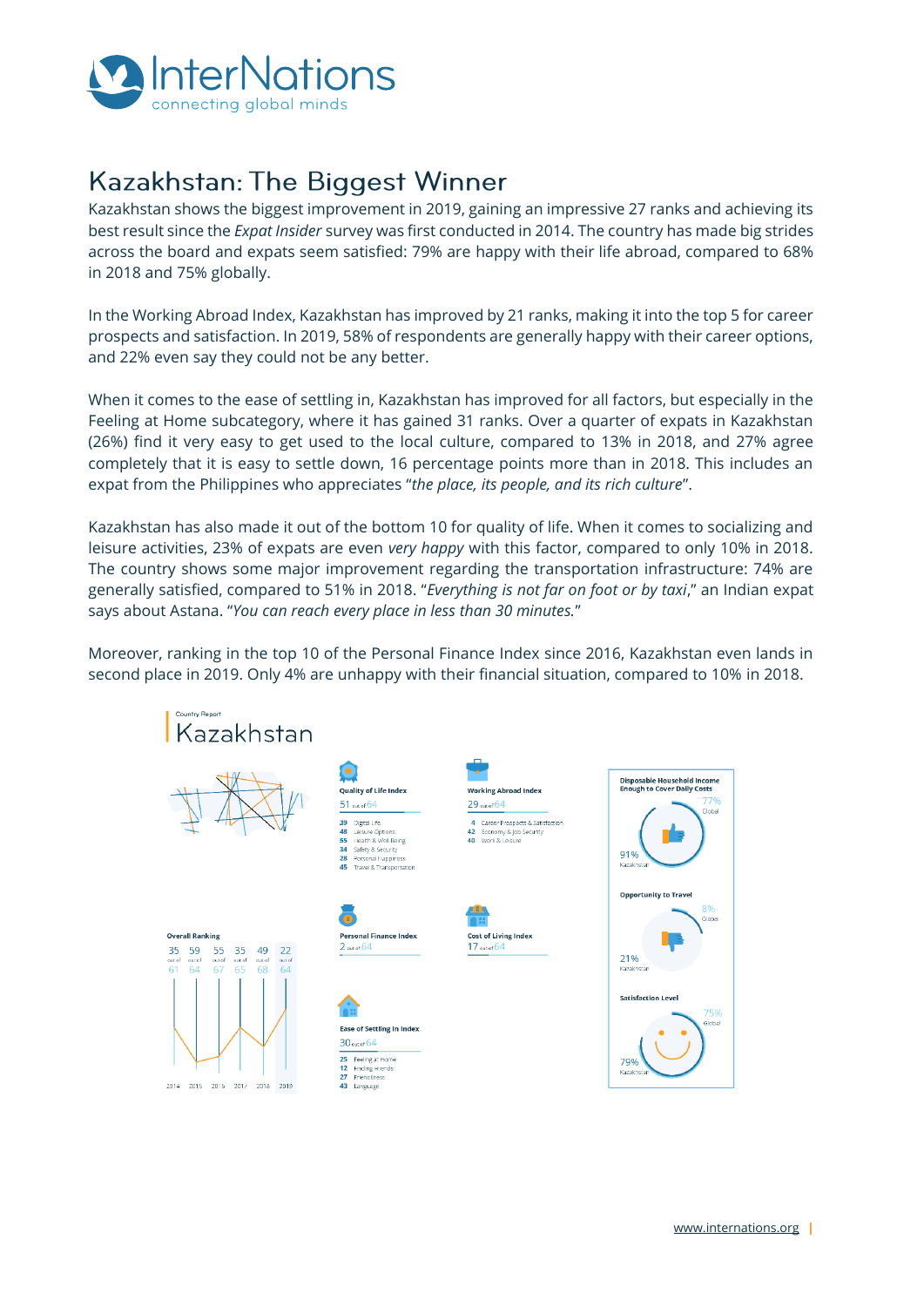# Kazakhstan: The Biggest Winner

Kazakhstan shows the biggest improvement in 2019, gaining an impressive 27 ranks and achieving its best result since the *Expat Insider* survey was first conducted in 2014. The country has made big strides across the board and expats seem satisfied: 79% are happy with their life abroad, compared to 68% in 2018 and 75% globally.

In the Working Abroad Index, Kazakhstan has improved by 21 ranks, making it into the top 5 for career prospects and satisfaction. In 2019, 58% of respondents are generally happy with their career options, and 22% even say they could not be any better.

When it comes to the ease of settling in, Kazakhstan has improved for all factors, but especially in the Feeling at Home subcategory, where it has gained 31 ranks. Over a quarter of expats in Kazakhstan (26%) find it very easy to get used to the local culture, compared to 13% in 2018, and 27% agree completely that it is easy to settle down, 16 percentage points more than in 2018. This includes an expat from the Philippines who appreciates "*the place, its people, and its rich culture*".

Kazakhstan has also made it out of the bottom 10 for quality of life. When it comes to socializing and leisure activities, 23% of expats are even *very happy* with this factor, compared to only 10% in 2018. The country shows some major improvement regarding the transportation infrastructure: 74% are generally satisfied, compared to 51% in 2018. "*Everything is not far on foot or by taxi*," an Indian expat says about Astana. "*You can reach every place in less than 30 minutes.*"

Moreover, ranking in the top 10 of the Personal Finance Index since 2016, Kazakhstan even lands in second place in 2019. Only 4% are unhappy with their financial situation, compared to 10% in 2018.

Country Report

## Kazakhstan

**Overall Ranking**

| 2014 | 2015 | 2016 | 2017 | 2018 | 2019 |
|---|---|---|---|---|---|
| 35 out of 61 | 59 out of 64 | 55 out of 67 | 35 out of 65 | 49 out of 68 | 22 out of 64 |

**Quality of Life Index** — 51 out of 64
- 39 Digital Life
- 48 Leisure Options
- 55 Health & Well-Being
- 34 Safety & Security
- 28 Personal Happiness
- 45 Travel & Transportation

**Working Abroad Index** — 29 out of 64
- 4 Career Prospects & Satisfaction
- 42 Economy & Job Security
- 40 Work & Leisure

**Personal Finance Index** — 2 out of 64

**Cost of Living Index** — 17 out of 64

**Ease of Settling In Index** — 30 out of 64
- 25 Feeling at Home
- 12 Finding Friends
- 27 Friendliness
- 43 Language

**Disposable Household Income Enough to Cover Daily Costs**
- 77% Global
- 91% Kazakhstan

**Opportunity to Travel**
- 8% Global
- 21% Kazakhstan

**Satisfaction Level**
- 75% Global
- 79% Kazakhstan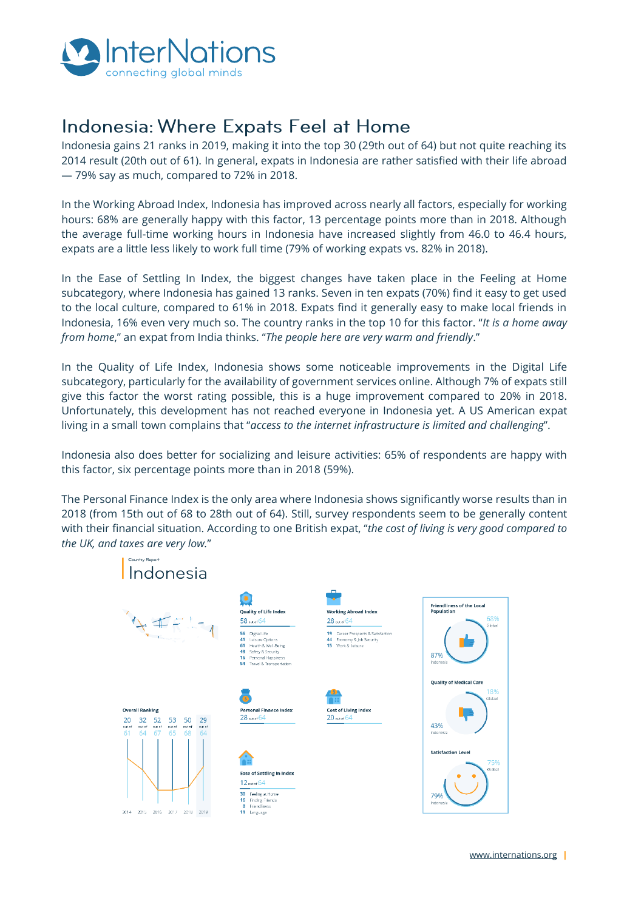# Indonesia: Where Expats Feel at Home

Indonesia gains 21 ranks in 2019, making it into the top 30 (29th out of 64) but not quite reaching its 2014 result (20th out of 61). In general, expats in Indonesia are rather satisfied with their life abroad — 79% say as much, compared to 72% in 2018.

In the Working Abroad Index, Indonesia has improved across nearly all factors, especially for working hours: 68% are generally happy with this factor, 13 percentage points more than in 2018. Although the average full-time working hours in Indonesia have increased slightly from 46.0 to 46.4 hours, expats are a little less likely to work full time (79% of working expats vs. 82% in 2018).

In the Ease of Settling In Index, the biggest changes have taken place in the Feeling at Home subcategory, where Indonesia has gained 13 ranks. Seven in ten expats (70%) find it easy to get used to the local culture, compared to 61% in 2018. Expats find it generally easy to make local friends in Indonesia, 16% even very much so. The country ranks in the top 10 for this factor. "*It is a home away from home*," an expat from India thinks. "*The people here are very warm and friendly*."

In the Quality of Life Index, Indonesia shows some noticeable improvements in the Digital Life subcategory, particularly for the availability of government services online. Although 7% of expats still give this factor the worst rating possible, this is a huge improvement compared to 20% in 2018. Unfortunately, this development has not reached everyone in Indonesia yet. A US American expat living in a small town complains that "*access to the internet infrastructure is limited and challenging*".

Indonesia also does better for socializing and leisure activities: 65% of respondents are happy with this factor, six percentage points more than in 2018 (59%).

The Personal Finance Index is the only area where Indonesia shows significantly worse results than in 2018 (from 15th out of 68 to 28th out of 64). Still, survey respondents seem to be generally content with their financial situation. According to one British expat, "*the cost of living is very good compared to the UK, and taxes are very low.*"

Country Report

## Indonesia

**Overall Ranking**

| 2014 | 2015 | 2016 | 2017 | 2018 | 2019 |
|---|---|---|---|---|---|
| 20 out of 61 | 32 out of 64 | 52 out of 67 | 53 out of 65 | 50 out of 68 | 29 out of 64 |

**Quality of Life Index** 58 out of 64
- 56 Digital Life
- 41 Leisure Options
- 61 Health & Well-Being
- 48 Safety & Security
- 16 Personal Happiness
- 54 Travel & Transportation

**Working Abroad Index** 28 out of 64
- 19 Career Prospects & Satisfaction
- 44 Economy & Job Security
- 15 Work & Leisure

**Personal Finance Index** 28 out of 64

**Cost of Living Index** 20 out of 64

**Ease of Settling In Index** 12 out of 64
- 30 Feeling at Home
- 16 Finding Friends
- 8 Friendliness
- 11 Language

**Friendliness of the Local Population**: 87% Indonesia, 68% Global

**Quality of Medical Care**: 43% Indonesia, 18% Global

**Satisfaction Level**: 79% Indonesia, 75% Global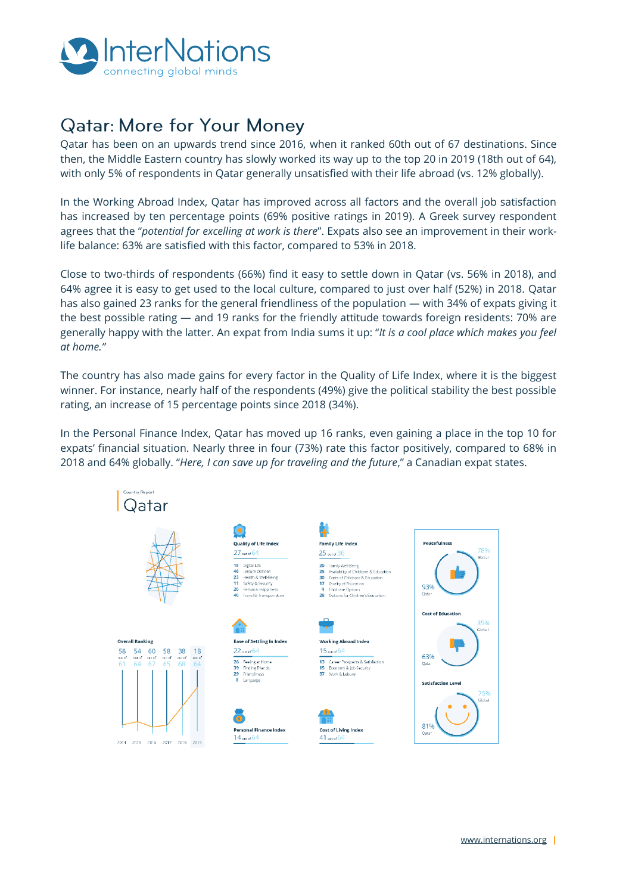# Qatar: More for Your Money

Qatar has been on an upwards trend since 2016, when it ranked 60th out of 67 destinations. Since then, the Middle Eastern country has slowly worked its way up to the top 20 in 2019 (18th out of 64), with only 5% of respondents in Qatar generally unsatisfied with their life abroad (vs. 12% globally).

In the Working Abroad Index, Qatar has improved across all factors and the overall job satisfaction has increased by ten percentage points (69% positive ratings in 2019). A Greek survey respondent agrees that the "*potential for excelling at work is there*". Expats also see an improvement in their work-life balance: 63% are satisfied with this factor, compared to 53% in 2018.

Close to two-thirds of respondents (66%) find it easy to settle down in Qatar (vs. 56% in 2018), and 64% agree it is easy to get used to the local culture, compared to just over half (52%) in 2018. Qatar has also gained 23 ranks for the general friendliness of the population — with 34% of expats giving it the best possible rating — and 19 ranks for the friendly attitude towards foreign residents: 70% are generally happy with the latter. An expat from India sums it up: "*It is a cool place which makes you feel at home.*"

The country has also made gains for every factor in the Quality of Life Index, where it is the biggest winner. For instance, nearly half of the respondents (49%) give the political stability the best possible rating, an increase of 15 percentage points since 2018 (34%).

In the Personal Finance Index, Qatar has moved up 16 ranks, even gaining a place in the top 10 for expats' financial situation. Nearly three in four (73%) rate this factor positively, compared to 68% in 2018 and 64% globally. "*Here, I can save up for traveling and the future*," a Canadian expat states.

Country Report

## Qatar

**Overall Ranking**

| 2014 | 2015 | 2016 | 2017 | 2018 | 2019 |
|---|---|---|---|---|---|
| 58 out of 61 | 54 out of 64 | 60 out of 67 | 58 out of 65 | 38 out of 68 | 18 out of 64 |

**Quality of Life Index**: 27 out of 64

- 18 Digital Life
- 46 Leisure Options
- 23 Health & Well-Being
- 11 Safety & Security
- 20 Personal Happiness
- 40 Travel & Transportation

**Family Life Index**: 25 out of 36

- 20 Family Well-Being
- 25 Availability of Childcare & Education
- 30 Costs of Childcare & Education
- 17 Quality of Education
- 9 Childcare Options
- 28 Options for Children's Education

**Ease of Settling In Index**: 22 out of 64

- 26 Feeling at Home
- 39 Finding Friends
- 29 Friendliness
- 8 Language

**Working Abroad Index**: 15 out of 64

- 13 Career Prospects & Satisfaction
- 15 Economy & Job Security
- 37 Work & Leisure

**Personal Finance Index**: 14 out of 64

**Cost of Living Index**: 41 out of 64

**Peacefulness**: 93% Qatar, 78% Global

**Cost of Education**: 63% Qatar, 35% Global

**Satisfaction Level**: 81% Qatar, 75% Global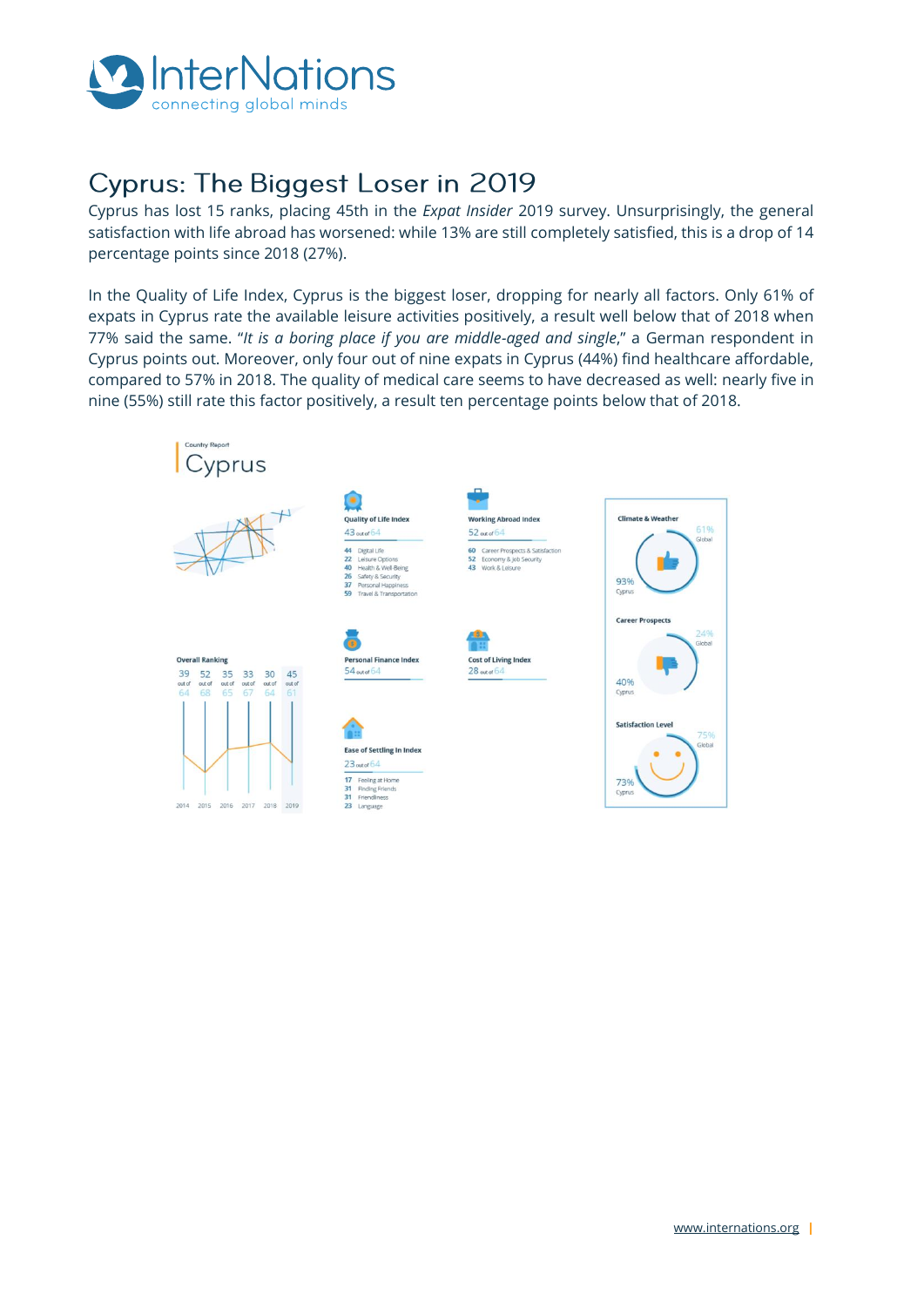# Cyprus: The Biggest Loser in 2019

Cyprus has lost 15 ranks, placing 45th in the *Expat Insider* 2019 survey. Unsurprisingly, the general satisfaction with life abroad has worsened: while 13% are still completely satisfied, this is a drop of 14 percentage points since 2018 (27%).

In the Quality of Life Index, Cyprus is the biggest loser, dropping for nearly all factors. Only 61% of expats in Cyprus rate the available leisure activities positively, a result well below that of 2018 when 77% said the same. "*It is a boring place if you are middle-aged and single*," a German respondent in Cyprus points out. Moreover, only four out of nine expats in Cyprus (44%) find healthcare affordable, compared to 57% in 2018. The quality of medical care seems to have decreased as well: nearly five in nine (55%) still rate this factor positively, a result ten percentage points below that of 2018.

Country Report

## Cyprus

**Overall Ranking**

| 2014 | 2015 | 2016 | 2017 | 2018 | 2019 |
|---|---|---|---|---|---|
| 39 out of 64 | 52 out of 68 | 35 out of 65 | 33 out of 67 | 30 out of 64 | 45 out of 61 |

**Quality of Life Index**
43 out of 64

- 44 Digital Life
- 22 Leisure Options
- 40 Health & Well-Being
- 26 Safety & Security
- 37 Personal Happiness
- 59 Travel & Transportation

**Working Abroad Index**
52 out of 64

- 60 Career Prospects & Satisfaction
- 52 Economy & Job Security
- 43 Work & Leisure

**Personal Finance Index**
54 out of 64

**Cost of Living Index**
28 out of 64

**Ease of Settling In Index**
23 out of 64

- 17 Feeling at Home
- 31 Finding Friends
- 31 Friendliness
- 23 Language

**Climate & Weather**
61% Global
93% Cyprus

**Career Prospects**
24% Global
40% Cyprus

**Satisfaction Level**
75% Global
73% Cyprus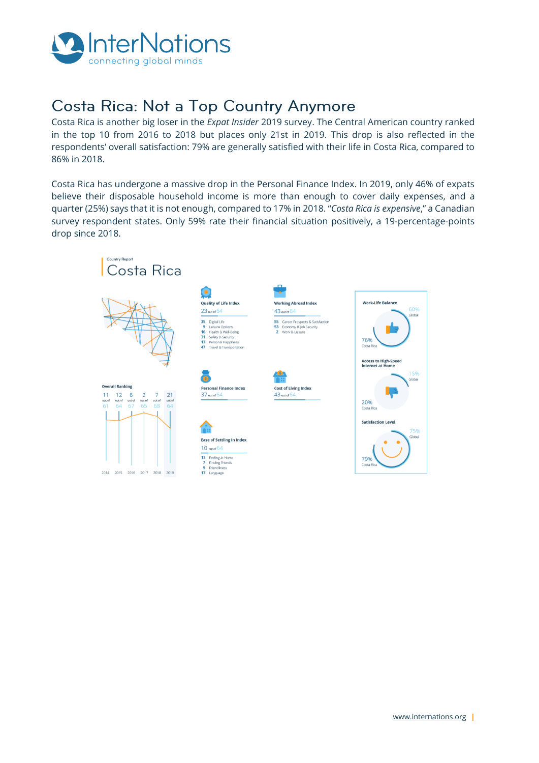# Costa Rica: Not a Top Country Anymore

Costa Rica is another big loser in the *Expat Insider* 2019 survey. The Central American country ranked in the top 10 from 2016 to 2018 but places only 21st in 2019. This drop is also reflected in the respondents' overall satisfaction: 79% are generally satisfied with their life in Costa Rica, compared to 86% in 2018.

Costa Rica has undergone a massive drop in the Personal Finance Index. In 2019, only 46% of expats believe their disposable household income is more than enough to cover daily expenses, and a quarter (25%) says that it is not enough, compared to 17% in 2018. "*Costa Rica is expensive*," a Canadian survey respondent states. Only 59% rate their financial situation positively, a 19-percentage-points drop since 2018.

Country Report

## Costa Rica

**Overall Ranking**

| 2014 | 2015 | 2016 | 2017 | 2018 | 2019 |
|---|---|---|---|---|---|
| 11 out of 61 | 12 out of 64 | 6 out of 67 | 2 out of 65 | 7 out of 68 | 21 out of 64 |

**Quality of Life Index**
23 out of 64

- 35 Digital Life
- 9 Leisure Options
- 16 Health & Well-Being
- 31 Safety & Security
- 13 Personal Happiness
- 47 Travel & Transportation

**Working Abroad Index**
43 out of 64

- 55 Career Prospects & Satisfaction
- 53 Economy & Job Security
- 2 Work & Leisure

**Personal Finance Index**
37 out of 64

**Cost of Living Index**
43 out of 64

**Ease of Settling In Index**
10 out of 64

- 13 Feeling at Home
- 7 Finding Friends
- 9 Friendliness
- 17 Language

**Work-Life Balance**
76% Costa Rica — 60% Global

**Access to High-Speed Internet at Home**
20% Costa Rica — 15% Global

**Satisfaction Level**
79% Costa Rica — 75% Global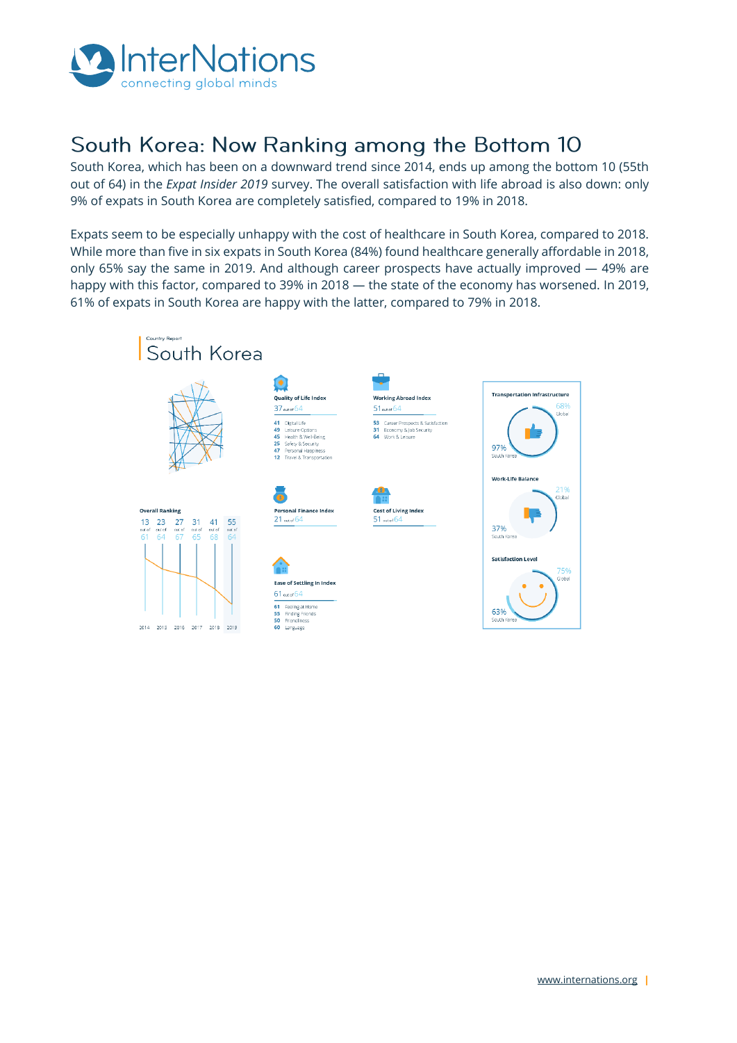# South Korea: Now Ranking among the Bottom 10

South Korea, which has been on a downward trend since 2014, ends up among the bottom 10 (55th out of 64) in the *Expat Insider 2019* survey. The overall satisfaction with life abroad is also down: only 9% of expats in South Korea are completely satisfied, compared to 19% in 2018.

Expats seem to be especially unhappy with the cost of healthcare in South Korea, compared to 2018. While more than five in six expats in South Korea (84%) found healthcare generally affordable in 2018, only 65% say the same in 2019. And although career prospects have actually improved — 49% are happy with this factor, compared to 39% in 2018 — the state of the economy has worsened. In 2019, 61% of expats in South Korea are happy with the latter, compared to 79% in 2018.

Country Report

## South Korea

**Overall Ranking**

| 2014 | 2015 | 2016 | 2017 | 2018 | 2019 |
|---|---|---|---|---|---|
| 13 out of 61 | 23 out of 64 | 27 out of 67 | 31 out of 65 | 41 out of 68 | 55 out of 64 |

**Quality of Life Index**
37 out of 64

- 41 Digital Life
- 49 Leisure Options
- 45 Health & Well-Being
- 25 Safety & Security
- 47 Personal Happiness
- 12 Travel & Transportation

**Working Abroad Index**
51 out of 64

- 53 Career Prospects & Satisfaction
- 31 Economy & Job Security
- 64 Work & Leisure

**Personal Finance Index**
21 out of 64

**Cost of Living Index**
51 out of 64

**Ease of Settling In Index**
61 out of 64

- 61 Feeling at Home
- 55 Finding Friends
- 50 Friendliness
- 60 Language

**Transportation Infrastructure**
68% Global
97% South Korea

**Work-Life Balance**
21% Global
37% South Korea

**Satisfaction Level**
75% Global
63% South Korea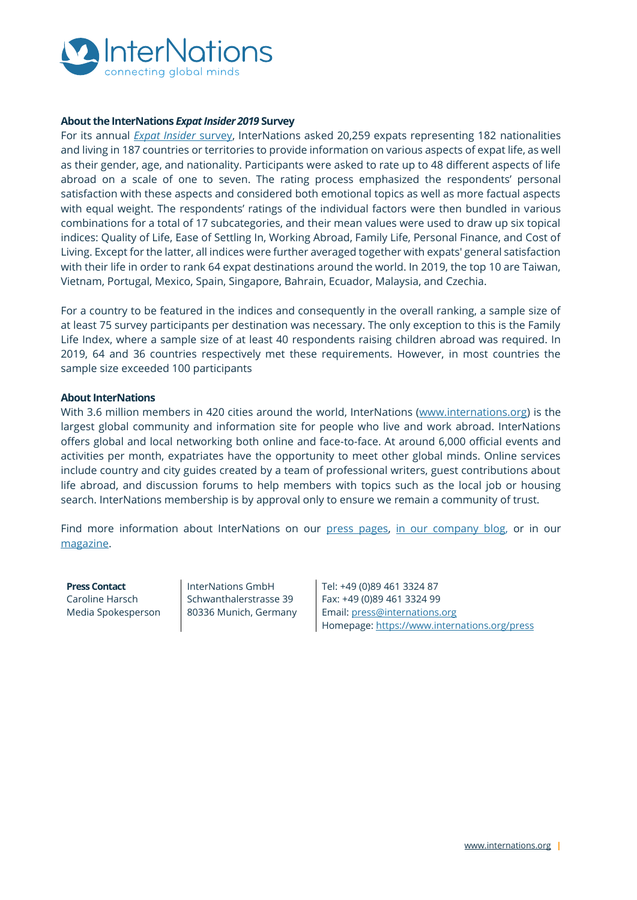**About the InterNations *Expat Insider 2019* Survey**

For its annual *Expat Insider* survey, InterNations asked 20,259 expats representing 182 nationalities and living in 187 countries or territories to provide information on various aspects of expat life, as well as their gender, age, and nationality. Participants were asked to rate up to 48 different aspects of life abroad on a scale of one to seven. The rating process emphasized the respondents' personal satisfaction with these aspects and considered both emotional topics as well as more factual aspects with equal weight. The respondents' ratings of the individual factors were then bundled in various combinations for a total of 17 subcategories, and their mean values were used to draw up six topical indices: Quality of Life, Ease of Settling In, Working Abroad, Family Life, Personal Finance, and Cost of Living. Except for the latter, all indices were further averaged together with expats' general satisfaction with their life in order to rank 64 expat destinations around the world. In 2019, the top 10 are Taiwan, Vietnam, Portugal, Mexico, Spain, Singapore, Bahrain, Ecuador, Malaysia, and Czechia.

For a country to be featured in the indices and consequently in the overall ranking, a sample size of at least 75 survey participants per destination was necessary. The only exception to this is the Family Life Index, where a sample size of at least 40 respondents raising children abroad was required. In 2019, 64 and 36 countries respectively met these requirements. However, in most countries the sample size exceeded 100 participants

**About InterNations**

With 3.6 million members in 420 cities around the world, InterNations (www.internations.org) is the largest global community and information site for people who live and work abroad. InterNations offers global and local networking both online and face-to-face. At around 6,000 official events and activities per month, expatriates have the opportunity to meet other global minds. Online services include country and city guides created by a team of professional writers, guest contributions about life abroad, and discussion forums to help members with topics such as the local job or housing search. InterNations membership is by approval only to ensure we remain a community of trust.

Find more information about InterNations on our press pages, in our company blog, or in our magazine.

**Press Contact**
Caroline Harsch
Media Spokesperson

InterNations GmbH
Schwanthalerstrasse 39
80336 Munich, Germany

Tel: +49 (0)89 461 3324 87
Fax: +49 (0)89 461 3324 99
Email: press@internations.org
Homepage: https://www.internations.org/press